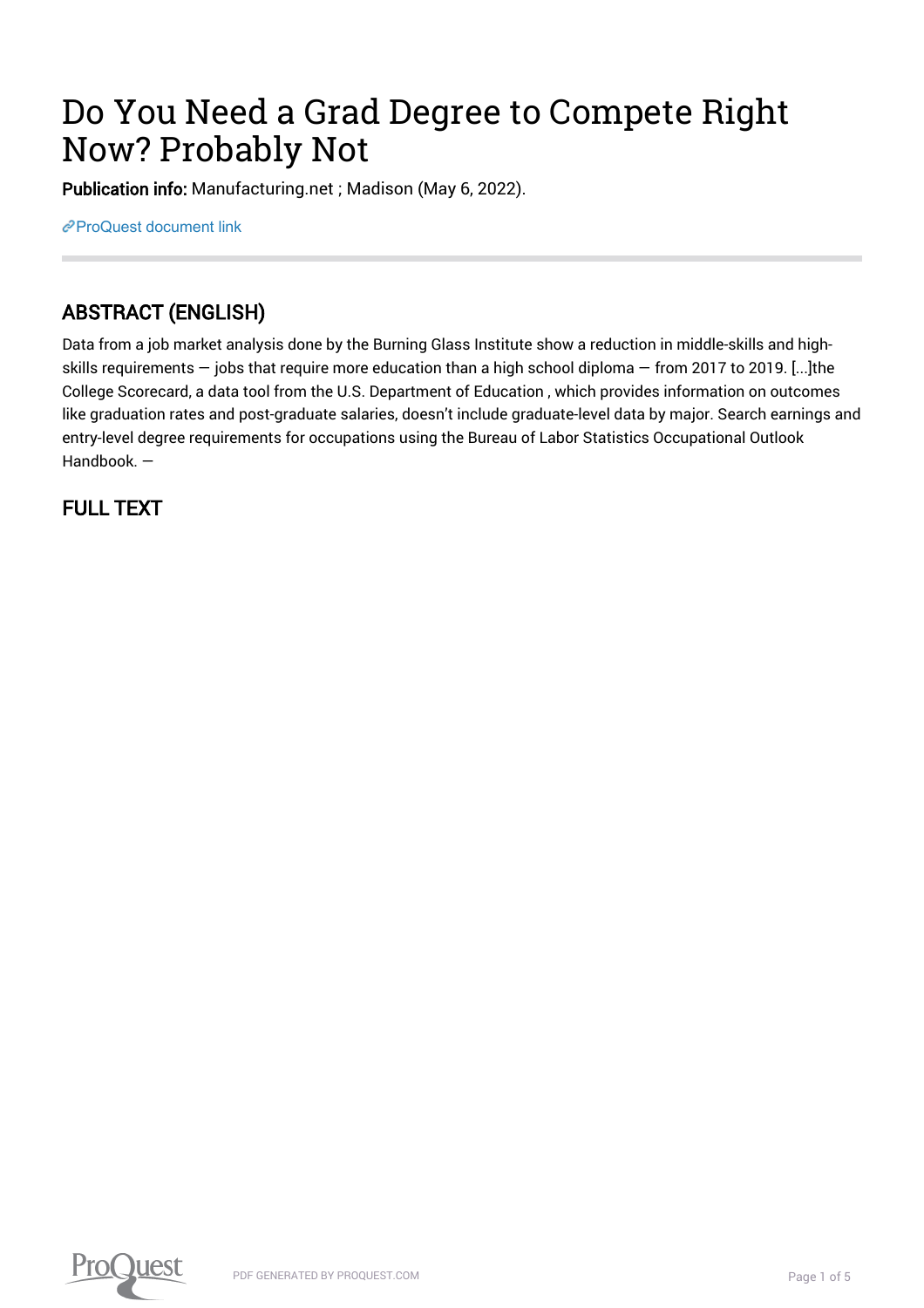# Do You Need a Grad Degree to Compete Right Now? Probably Not

**Publication info:** Manufacturing.net ; Madison (May 6, 2022).

ProQuest document link

## ABSTRACT (ENGLISH)

Data from a job market analysis done by the Burning Glass Institute show a reduction in middle-skills and high-skills requirements — jobs that require more education than a high school diploma — from 2017 to 2019. [...]the College Scorecard, a data tool from the U.S. Department of Education , which provides information on outcomes like graduation rates and post-graduate salaries, doesn't include graduate-level data by major. Search earnings and entry-level degree requirements for occupations using the Bureau of Labor Statistics Occupational Outlook Handbook. —

## FULL TEXT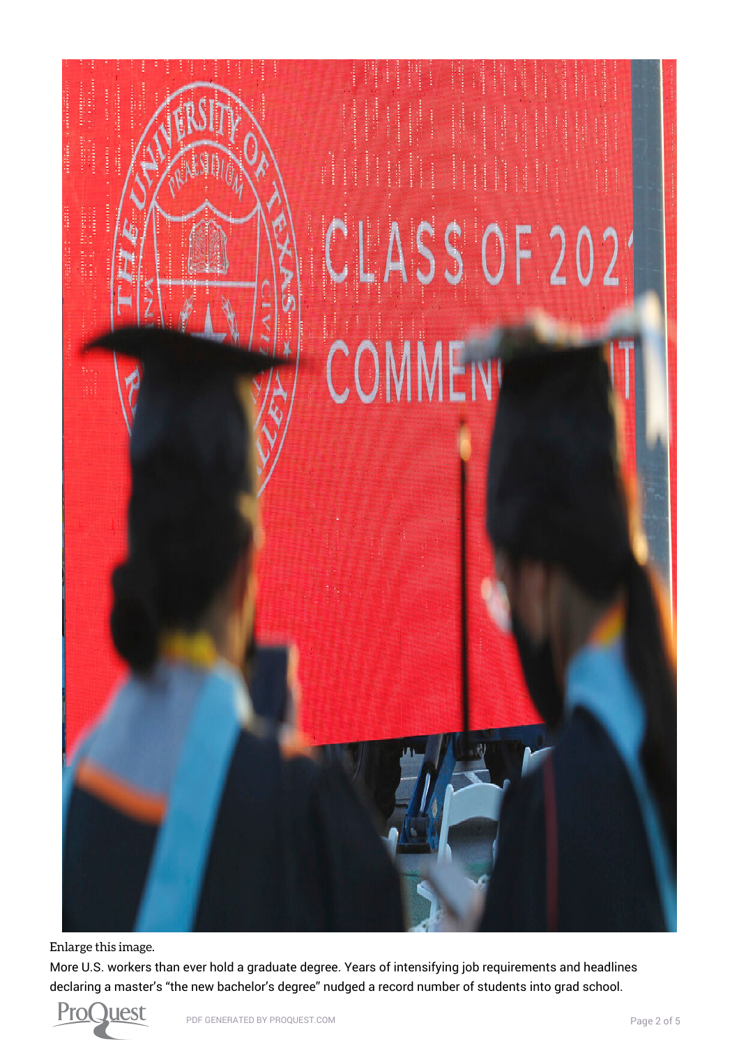Enlarge this image.

More U.S. workers than ever hold a graduate degree. Years of intensifying job requirements and headlines declaring a master's "the new bachelor's degree" nudged a record number of students into grad school.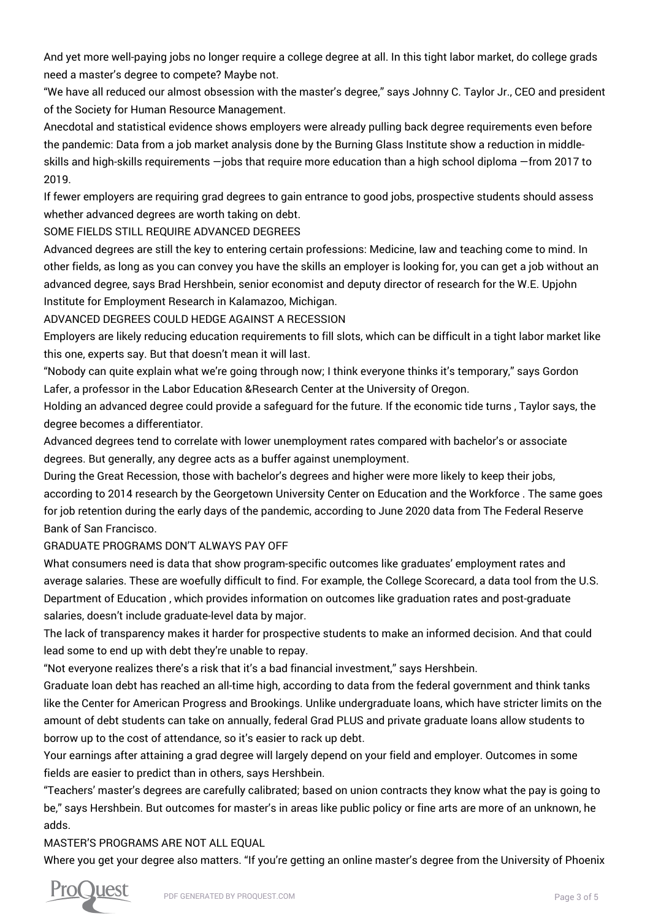And yet more well-paying jobs no longer require a college degree at all. In this tight labor market, do college grads need a master's degree to compete? Maybe not.

"We have all reduced our almost obsession with the master's degree," says Johnny C. Taylor Jr., CEO and president of the Society for Human Resource Management.

Anecdotal and statistical evidence shows employers were already pulling back degree requirements even before the pandemic: Data from a job market analysis done by the Burning Glass Institute show a reduction in middle-skills and high-skills requirements —jobs that require more education than a high school diploma —from 2017 to 2019.

If fewer employers are requiring grad degrees to gain entrance to good jobs, prospective students should assess whether advanced degrees are worth taking on debt.

SOME FIELDS STILL REQUIRE ADVANCED DEGREES

Advanced degrees are still the key to entering certain professions: Medicine, law and teaching come to mind. In other fields, as long as you can convey you have the skills an employer is looking for, you can get a job without an advanced degree, says Brad Hershbein, senior economist and deputy director of research for the W.E. Upjohn Institute for Employment Research in Kalamazoo, Michigan.

ADVANCED DEGREES COULD HEDGE AGAINST A RECESSION

Employers are likely reducing education requirements to fill slots, which can be difficult in a tight labor market like this one, experts say. But that doesn't mean it will last.

"Nobody can quite explain what we're going through now; I think everyone thinks it's temporary," says Gordon Lafer, a professor in the Labor Education &Research Center at the University of Oregon.

Holding an advanced degree could provide a safeguard for the future. If the economic tide turns , Taylor says, the degree becomes a differentiator.

Advanced degrees tend to correlate with lower unemployment rates compared with bachelor's or associate degrees. But generally, any degree acts as a buffer against unemployment.

During the Great Recession, those with bachelor's degrees and higher were more likely to keep their jobs, according to 2014 research by the Georgetown University Center on Education and the Workforce . The same goes for job retention during the early days of the pandemic, according to June 2020 data from The Federal Reserve Bank of San Francisco.

GRADUATE PROGRAMS DON'T ALWAYS PAY OFF

What consumers need is data that show program-specific outcomes like graduates' employment rates and average salaries. These are woefully difficult to find. For example, the College Scorecard, a data tool from the U.S. Department of Education , which provides information on outcomes like graduation rates and post-graduate salaries, doesn't include graduate-level data by major.

The lack of transparency makes it harder for prospective students to make an informed decision. And that could lead some to end up with debt they're unable to repay.

"Not everyone realizes there's a risk that it's a bad financial investment," says Hershbein.

Graduate loan debt has reached an all-time high, according to data from the federal government and think tanks like the Center for American Progress and Brookings. Unlike undergraduate loans, which have stricter limits on the amount of debt students can take on annually, federal Grad PLUS and private graduate loans allow students to borrow up to the cost of attendance, so it's easier to rack up debt.

Your earnings after attaining a grad degree will largely depend on your field and employer. Outcomes in some fields are easier to predict than in others, says Hershbein.

"Teachers' master's degrees are carefully calibrated; based on union contracts they know what the pay is going to be," says Hershbein. But outcomes for master's in areas like public policy or fine arts are more of an unknown, he adds.

MASTER'S PROGRAMS ARE NOT ALL EQUAL

Where you get your degree also matters. "If you're getting an online master's degree from the University of Phoenix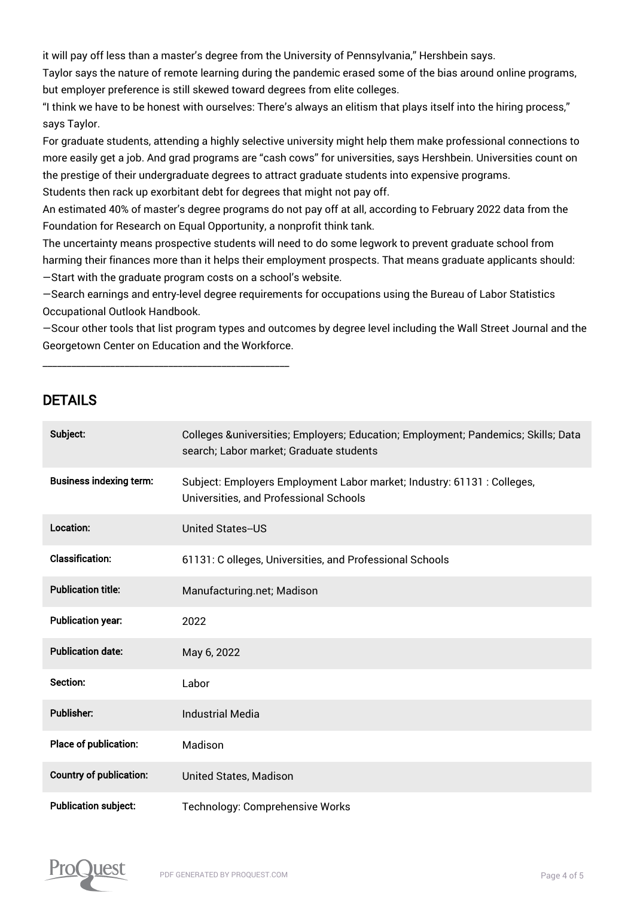it will pay off less than a master's degree from the University of Pennsylvania," Hershbein says.

Taylor says the nature of remote learning during the pandemic erased some of the bias around online programs, but employer preference is still skewed toward degrees from elite colleges.

"I think we have to be honest with ourselves: There's always an elitism that plays itself into the hiring process," says Taylor.

For graduate students, attending a highly selective university might help them make professional connections to more easily get a job. And grad programs are "cash cows" for universities, says Hershbein. Universities count on the prestige of their undergraduate degrees to attract graduate students into expensive programs.

Students then rack up exorbitant debt for degrees that might not pay off.

An estimated 40% of master's degree programs do not pay off at all, according to February 2022 data from the Foundation for Research on Equal Opportunity, a nonprofit think tank.

The uncertainty means prospective students will need to do some legwork to prevent graduate school from harming their finances more than it helps their employment prospects. That means graduate applicants should:

—Start with the graduate program costs on a school's website.

—Search earnings and entry-level degree requirements for occupations using the Bureau of Labor Statistics Occupational Outlook Handbook.

—Scour other tools that list program types and outcomes by degree level including the Wall Street Journal and the Georgetown Center on Education and the Workforce.

___

## DETAILS

| | |
|---|---|
| **Subject:** | Colleges &universities; Employers; Education; Employment; Pandemics; Skills; Data search; Labor market; Graduate students |
| **Business indexing term:** | Subject: Employers Employment Labor market; Industry: 61131 : Colleges, Universities, and Professional Schools |
| **Location:** | United States--US |
| **Classification:** | 61131: C olleges, Universities, and Professional Schools |
| **Publication title:** | Manufacturing.net; Madison |
| **Publication year:** | 2022 |
| **Publication date:** | May 6, 2022 |
| **Section:** | Labor |
| **Publisher:** | Industrial Media |
| **Place of publication:** | Madison |
| **Country of publication:** | United States, Madison |
| **Publication subject:** | Technology: Comprehensive Works |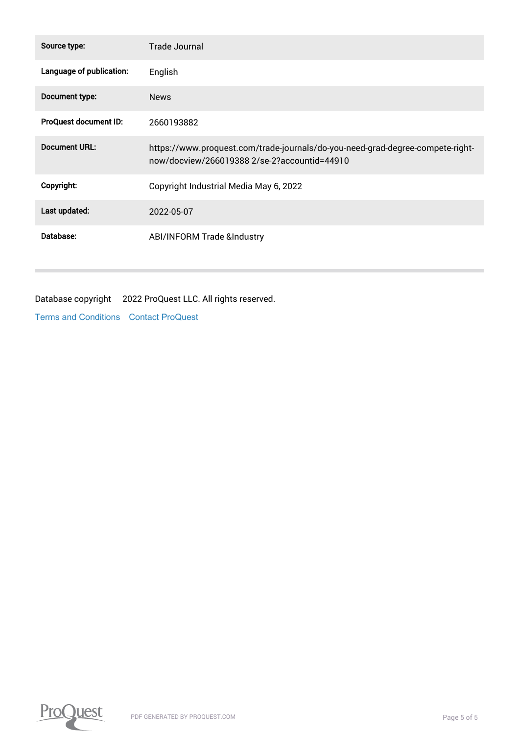| | |
|---|---|
| **Source type:** | Trade Journal |
| **Language of publication:** | English |
| **Document type:** | News |
| **ProQuest document ID:** | 2660193882 |
| **Document URL:** | https://www.proquest.com/trade-journals/do-you-need-grad-degree-compete-right-now/docview/266019388 2/se-2?accountid=44910 |
| **Copyright:** | Copyright Industrial Media May 6, 2022 |
| **Last updated:** | 2022-05-07 |
| **Database:** | ABI/INFORM Trade &Industry |

Database copyright 2022 ProQuest LLC. All rights reserved.

Terms and Conditions Contact ProQuest